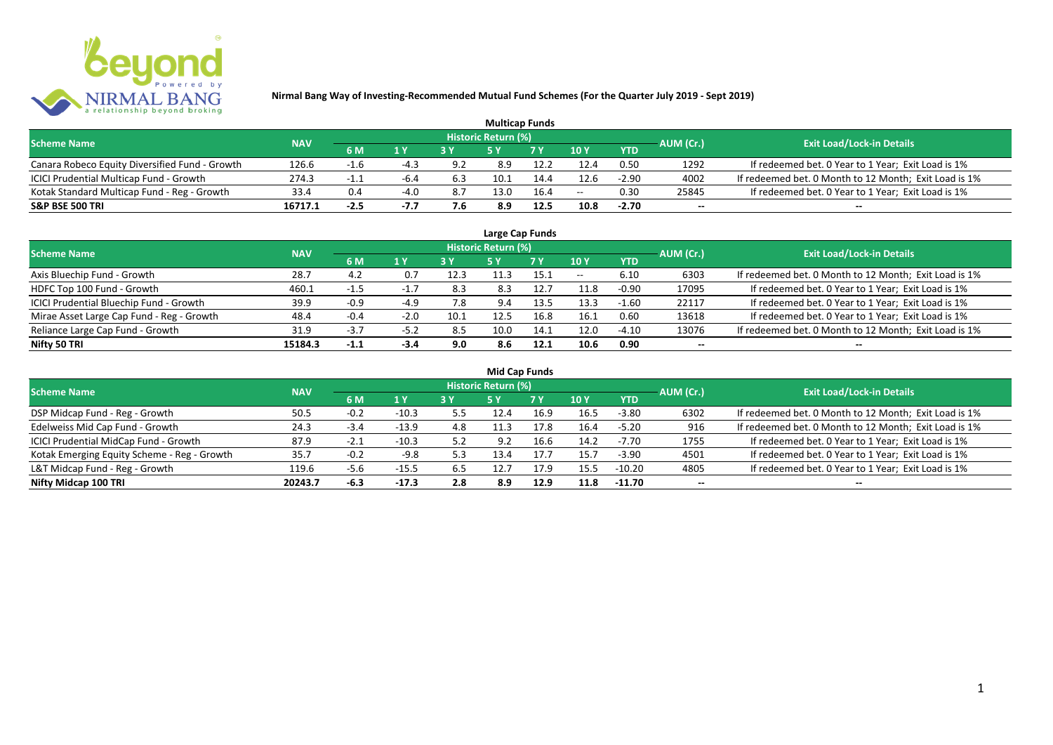**Nirmal Bang Way of Investing-Recommended Mutual Fund Schemes (For the Quarter July 2019 - Sept 2019)**

## Multicap Funds

| Scheme Name | NAV | Historic Return (%) | | | | | | | AUM (Cr.) | Exit Load/Lock-in Details |
|---|---|---|---|---|---|---|---|---|---|---|
| | | 6 M | 1 Y | 3 Y | 5 Y | 7 Y | 10 Y | YTD | | |
| Canara Robeco Equity Diversified Fund - Growth | 126.6 | -1.6 | -4.3 | 9.2 | 8.9 | 12.2 | 12.4 | 0.50 | 1292 | If redeemed bet. 0 Year to 1 Year; Exit Load is 1% |
| ICICI Prudential Multicap Fund - Growth | 274.3 | -1.1 | -6.4 | 6.3 | 10.1 | 14.4 | 12.6 | -2.90 | 4002 | If redeemed bet. 0 Month to 12 Month; Exit Load is 1% |
| Kotak Standard Multicap Fund - Reg - Growth | 33.4 | 0.4 | -4.0 | 8.7 | 13.0 | 16.4 | -- | 0.30 | 25845 | If redeemed bet. 0 Year to 1 Year; Exit Load is 1% |
| **S&P BSE 500 TRI** | **16717.1** | **-2.5** | **-7.7** | **7.6** | **8.9** | **12.5** | **10.8** | **-2.70** | **--** | **--** |

## Large Cap Funds

| Scheme Name | NAV | Historic Return (%) | | | | | | | AUM (Cr.) | Exit Load/Lock-in Details |
|---|---|---|---|---|---|---|---|---|---|---|
| | | 6 M | 1 Y | 3 Y | 5 Y | 7 Y | 10 Y | YTD | | |
| Axis Bluechip Fund - Growth | 28.7 | 4.2 | 0.7 | 12.3 | 11.3 | 15.1 | -- | 6.10 | 6303 | If redeemed bet. 0 Month to 12 Month; Exit Load is 1% |
| HDFC Top 100 Fund - Growth | 460.1 | -1.5 | -1.7 | 8.3 | 8.3 | 12.7 | 11.8 | -0.90 | 17095 | If redeemed bet. 0 Year to 1 Year; Exit Load is 1% |
| ICICI Prudential Bluechip Fund - Growth | 39.9 | -0.9 | -4.9 | 7.8 | 9.4 | 13.5 | 13.3 | -1.60 | 22117 | If redeemed bet. 0 Year to 1 Year; Exit Load is 1% |
| Mirae Asset Large Cap Fund - Reg - Growth | 48.4 | -0.4 | -2.0 | 10.1 | 12.5 | 16.8 | 16.1 | 0.60 | 13618 | If redeemed bet. 0 Year to 1 Year; Exit Load is 1% |
| Reliance Large Cap Fund - Growth | 31.9 | -3.7 | -5.2 | 8.5 | 10.0 | 14.1 | 12.0 | -4.10 | 13076 | If redeemed bet. 0 Month to 12 Month; Exit Load is 1% |
| **Nifty 50 TRI** | **15184.3** | **-1.1** | **-3.4** | **9.0** | **8.6** | **12.1** | **10.6** | **0.90** | **--** | **--** |

## Mid Cap Funds

| Scheme Name | NAV | Historic Return (%) | | | | | | | AUM (Cr.) | Exit Load/Lock-in Details |
|---|---|---|---|---|---|---|---|---|---|---|
| | | 6 M | 1 Y | 3 Y | 5 Y | 7 Y | 10 Y | YTD | | |
| DSP Midcap Fund - Reg - Growth | 50.5 | -0.2 | -10.3 | 5.5 | 12.4 | 16.9 | 16.5 | -3.80 | 6302 | If redeemed bet. 0 Month to 12 Month; Exit Load is 1% |
| Edelweiss Mid Cap Fund - Growth | 24.3 | -3.4 | -13.9 | 4.8 | 11.3 | 17.8 | 16.4 | -5.20 | 916 | If redeemed bet. 0 Month to 12 Month; Exit Load is 1% |
| ICICI Prudential MidCap Fund - Growth | 87.9 | -2.1 | -10.3 | 5.2 | 9.2 | 16.6 | 14.2 | -7.70 | 1755 | If redeemed bet. 0 Year to 1 Year; Exit Load is 1% |
| Kotak Emerging Equity Scheme - Reg - Growth | 35.7 | -0.2 | -9.8 | 5.3 | 13.4 | 17.7 | 15.7 | -3.90 | 4501 | If redeemed bet. 0 Year to 1 Year; Exit Load is 1% |
| L&T Midcap Fund - Reg - Growth | 119.6 | -5.6 | -15.5 | 6.5 | 12.7 | 17.9 | 15.5 | -10.20 | 4805 | If redeemed bet. 0 Year to 1 Year; Exit Load is 1% |
| **Nifty Midcap 100 TRI** | **20243.7** | **-6.3** | **-17.3** | **2.8** | **8.9** | **12.9** | **11.8** | **-11.70** | **--** | **--** |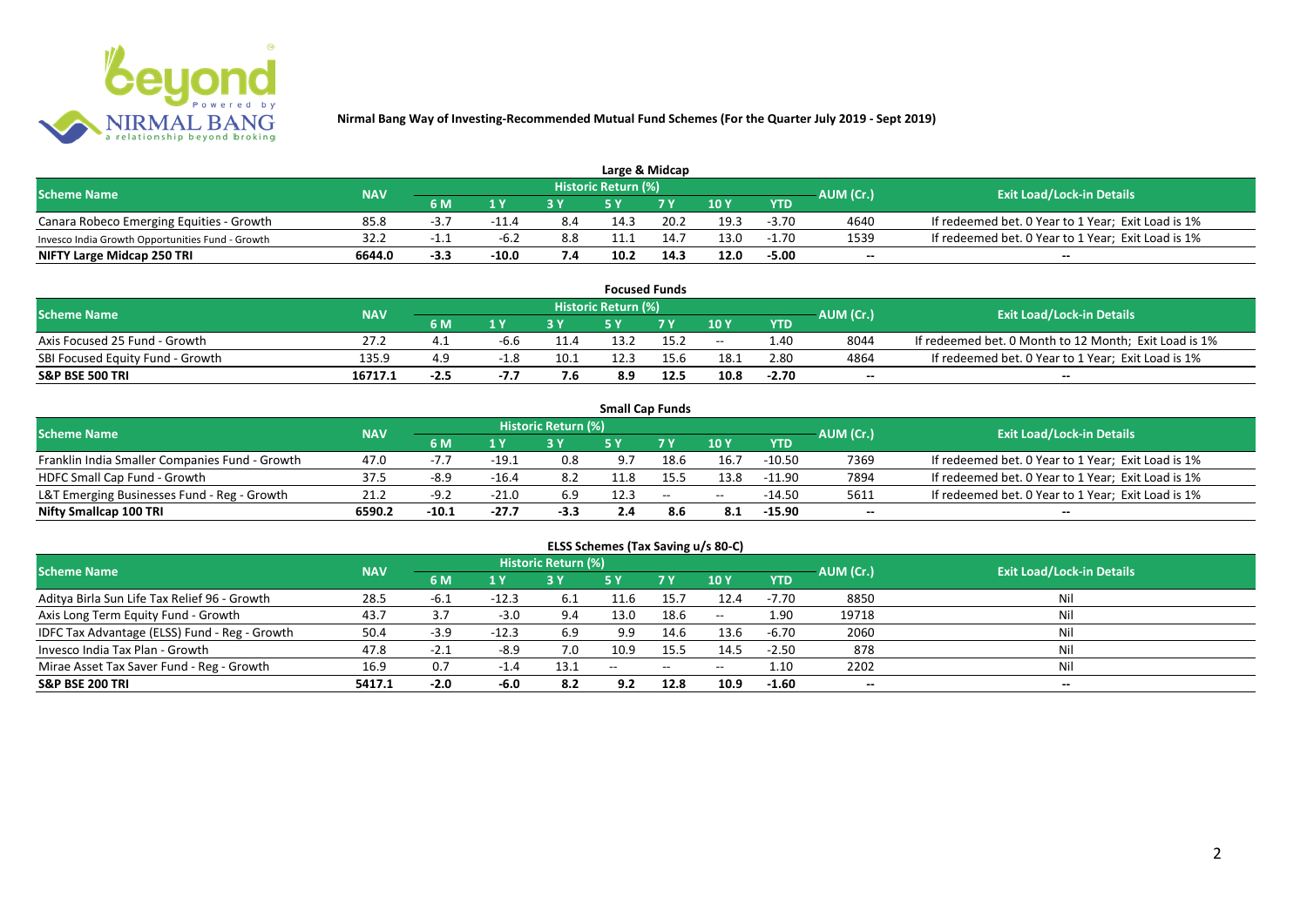# Nirmal Bang Way of Investing-Recommended Mutual Fund Schemes (For the Quarter July 2019 - Sept 2019)

## Large & Midcap

| Scheme Name | NAV | Historic Return (%) | | | | | | | AUM (Cr.) | Exit Load/Lock-in Details |
|---|---|---|---|---|---|---|---|---|---|---|
| | | 6 M | 1 Y | 3 Y | 5 Y | 7 Y | 10 Y | YTD | | |
| Canara Robeco Emerging Equities - Growth | 85.8 | -3.7 | -11.4 | 8.4 | 14.3 | 20.2 | 19.3 | -3.70 | 4640 | If redeemed bet. 0 Year to 1 Year; Exit Load is 1% |
| Invesco India Growth Opportunities Fund - Growth | 32.2 | -1.1 | -6.2 | 8.8 | 11.1 | 14.7 | 13.0 | -1.70 | 1539 | If redeemed bet. 0 Year to 1 Year; Exit Load is 1% |
| **NIFTY Large Midcap 250 TRI** | **6644.0** | **-3.3** | **-10.0** | **7.4** | **10.2** | **14.3** | **12.0** | **-5.00** | **--** | **--** |

## Focused Funds

| Scheme Name | NAV | Historic Return (%) | | | | | | | AUM (Cr.) | Exit Load/Lock-in Details |
|---|---|---|---|---|---|---|---|---|---|---|
| | | 6 M | 1 Y | 3 Y | 5 Y | 7 Y | 10 Y | YTD | | |
| Axis Focused 25 Fund - Growth | 27.2 | 4.1 | -6.6 | 11.4 | 13.2 | 15.2 | -- | 1.40 | 8044 | If redeemed bet. 0 Month to 12 Month; Exit Load is 1% |
| SBI Focused Equity Fund - Growth | 135.9 | 4.9 | -1.8 | 10.1 | 12.3 | 15.6 | 18.1 | 2.80 | 4864 | If redeemed bet. 0 Year to 1 Year; Exit Load is 1% |
| **S&P BSE 500 TRI** | **16717.1** | **-2.5** | **-7.7** | **7.6** | **8.9** | **12.5** | **10.8** | **-2.70** | **--** | **--** |

## Small Cap Funds

| Scheme Name | NAV | Historic Return (%) | | | | | | | AUM (Cr.) | Exit Load/Lock-in Details |
|---|---|---|---|---|---|---|---|---|---|---|
| | | 6 M | 1 Y | 3 Y | 5 Y | 7 Y | 10 Y | YTD | | |
| Franklin India Smaller Companies Fund - Growth | 47.0 | -7.7 | -19.1 | 0.8 | 9.7 | 18.6 | 16.7 | -10.50 | 7369 | If redeemed bet. 0 Year to 1 Year; Exit Load is 1% |
| HDFC Small Cap Fund - Growth | 37.5 | -8.9 | -16.4 | 8.2 | 11.8 | 15.5 | 13.8 | -11.90 | 7894 | If redeemed bet. 0 Year to 1 Year; Exit Load is 1% |
| L&T Emerging Businesses Fund - Reg - Growth | 21.2 | -9.2 | -21.0 | 6.9 | 12.3 | -- | -- | -14.50 | 5611 | If redeemed bet. 0 Year to 1 Year; Exit Load is 1% |
| **Nifty Smallcap 100 TRI** | **6590.2** | **-10.1** | **-27.7** | **-3.3** | **2.4** | **8.6** | **8.1** | **-15.90** | **--** | **--** |

## ELSS Schemes (Tax Saving u/s 80-C)

| Scheme Name | NAV | Historic Return (%) | | | | | | | AUM (Cr.) | Exit Load/Lock-in Details |
|---|---|---|---|---|---|---|---|---|---|---|
| | | 6 M | 1 Y | 3 Y | 5 Y | 7 Y | 10 Y | YTD | | |
| Aditya Birla Sun Life Tax Relief 96 - Growth | 28.5 | -6.1 | -12.3 | 6.1 | 11.6 | 15.7 | 12.4 | -7.70 | 8850 | Nil |
| Axis Long Term Equity Fund - Growth | 43.7 | 3.7 | -3.0 | 9.4 | 13.0 | 18.6 | -- | 1.90 | 19718 | Nil |
| IDFC Tax Advantage (ELSS) Fund - Reg - Growth | 50.4 | -3.9 | -12.3 | 6.9 | 9.9 | 14.6 | 13.6 | -6.70 | 2060 | Nil |
| Invesco India Tax Plan - Growth | 47.8 | -2.1 | -8.9 | 7.0 | 10.9 | 15.5 | 14.5 | -2.50 | 878 | Nil |
| Mirae Asset Tax Saver Fund - Reg - Growth | 16.9 | 0.7 | -1.4 | 13.1 | -- | -- | -- | 1.10 | 2202 | Nil |
| **S&P BSE 200 TRI** | **5417.1** | **-2.0** | **-6.0** | **8.2** | **9.2** | **12.8** | **10.9** | **-1.60** | **--** | **--** |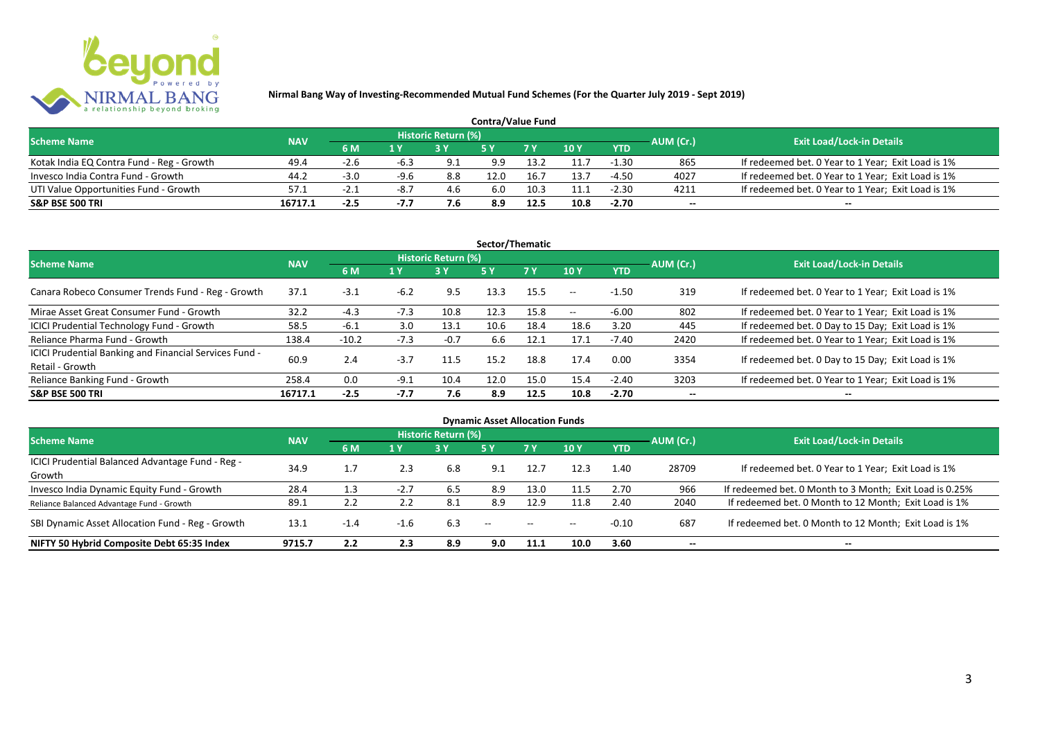**Nirmal Bang Way of Investing-Recommended Mutual Fund Schemes (For the Quarter July 2019 - Sept 2019)**

## Contra/Value Fund

| Scheme Name | NAV | Historic Return (%) | | | | | | | AUM (Cr.) | Exit Load/Lock-in Details |
|---|---|---|---|---|---|---|---|---|---|---|
| | | 6 M | 1 Y | 3 Y | 5 Y | 7 Y | 10 Y | YTD | | |
| Kotak India EQ Contra Fund - Reg - Growth | 49.4 | -2.6 | -6.3 | 9.1 | 9.9 | 13.2 | 11.7 | -1.30 | 865 | If redeemed bet. 0 Year to 1 Year; Exit Load is 1% |
| Invesco India Contra Fund - Growth | 44.2 | -3.0 | -9.6 | 8.8 | 12.0 | 16.7 | 13.7 | -4.50 | 4027 | If redeemed bet. 0 Year to 1 Year; Exit Load is 1% |
| UTI Value Opportunities Fund - Growth | 57.1 | -2.1 | -8.7 | 4.6 | 6.0 | 10.3 | 11.1 | -2.30 | 4211 | If redeemed bet. 0 Year to 1 Year; Exit Load is 1% |
| **S&P BSE 500 TRI** | **16717.1** | **-2.5** | **-7.7** | **7.6** | **8.9** | **12.5** | **10.8** | **-2.70** | **--** | **--** |

## Sector/Thematic

| Scheme Name | NAV | Historic Return (%) | | | | | | | AUM (Cr.) | Exit Load/Lock-in Details |
|---|---|---|---|---|---|---|---|---|---|---|
| | | 6 M | 1 Y | 3 Y | 5 Y | 7 Y | 10 Y | YTD | | |
| Canara Robeco Consumer Trends Fund - Reg - Growth | 37.1 | -3.1 | -6.2 | 9.5 | 13.3 | 15.5 | -- | -1.50 | 319 | If redeemed bet. 0 Year to 1 Year; Exit Load is 1% |
| Mirae Asset Great Consumer Fund - Growth | 32.2 | -4.3 | -7.3 | 10.8 | 12.3 | 15.8 | -- | -6.00 | 802 | If redeemed bet. 0 Year to 1 Year; Exit Load is 1% |
| ICICI Prudential Technology Fund - Growth | 58.5 | -6.1 | 3.0 | 13.1 | 10.6 | 18.4 | 18.6 | 3.20 | 445 | If redeemed bet. 0 Day to 15 Day; Exit Load is 1% |
| Reliance Pharma Fund - Growth | 138.4 | -10.2 | -7.3 | -0.7 | 6.6 | 12.1 | 17.1 | -7.40 | 2420 | If redeemed bet. 0 Year to 1 Year; Exit Load is 1% |
| ICICI Prudential Banking and Financial Services Fund - Retail - Growth | 60.9 | 2.4 | -3.7 | 11.5 | 15.2 | 18.8 | 17.4 | 0.00 | 3354 | If redeemed bet. 0 Day to 15 Day; Exit Load is 1% |
| Reliance Banking Fund - Growth | 258.4 | 0.0 | -9.1 | 10.4 | 12.0 | 15.0 | 15.4 | -2.40 | 3203 | If redeemed bet. 0 Year to 1 Year; Exit Load is 1% |
| **S&P BSE 500 TRI** | **16717.1** | **-2.5** | **-7.7** | **7.6** | **8.9** | **12.5** | **10.8** | **-2.70** | **--** | **--** |

## Dynamic Asset Allocation Funds

| Scheme Name | NAV | Historic Return (%) | | | | | | | AUM (Cr.) | Exit Load/Lock-in Details |
|---|---|---|---|---|---|---|---|---|---|---|
| | | 6 M | 1 Y | 3 Y | 5 Y | 7 Y | 10 Y | YTD | | |
| ICICI Prudential Balanced Advantage Fund - Reg - Growth | 34.9 | 1.7 | 2.3 | 6.8 | 9.1 | 12.7 | 12.3 | 1.40 | 28709 | If redeemed bet. 0 Year to 1 Year; Exit Load is 1% |
| Invesco India Dynamic Equity Fund - Growth | 28.4 | 1.3 | -2.7 | 6.5 | 8.9 | 13.0 | 11.5 | 2.70 | 966 | If redeemed bet. 0 Month to 3 Month; Exit Load is 0.25% |
| Reliance Balanced Advantage Fund - Growth | 89.1 | 2.2 | 2.2 | 8.1 | 8.9 | 12.9 | 11.8 | 2.40 | 2040 | If redeemed bet. 0 Month to 12 Month; Exit Load is 1% |
| SBI Dynamic Asset Allocation Fund - Reg - Growth | 13.1 | -1.4 | -1.6 | 6.3 | -- | -- | -- | -0.10 | 687 | If redeemed bet. 0 Month to 12 Month; Exit Load is 1% |
| **NIFTY 50 Hybrid Composite Debt 65:35 Index** | **9715.7** | **2.2** | **2.3** | **8.9** | **9.0** | **11.1** | **10.0** | **3.60** | **--** | **--** |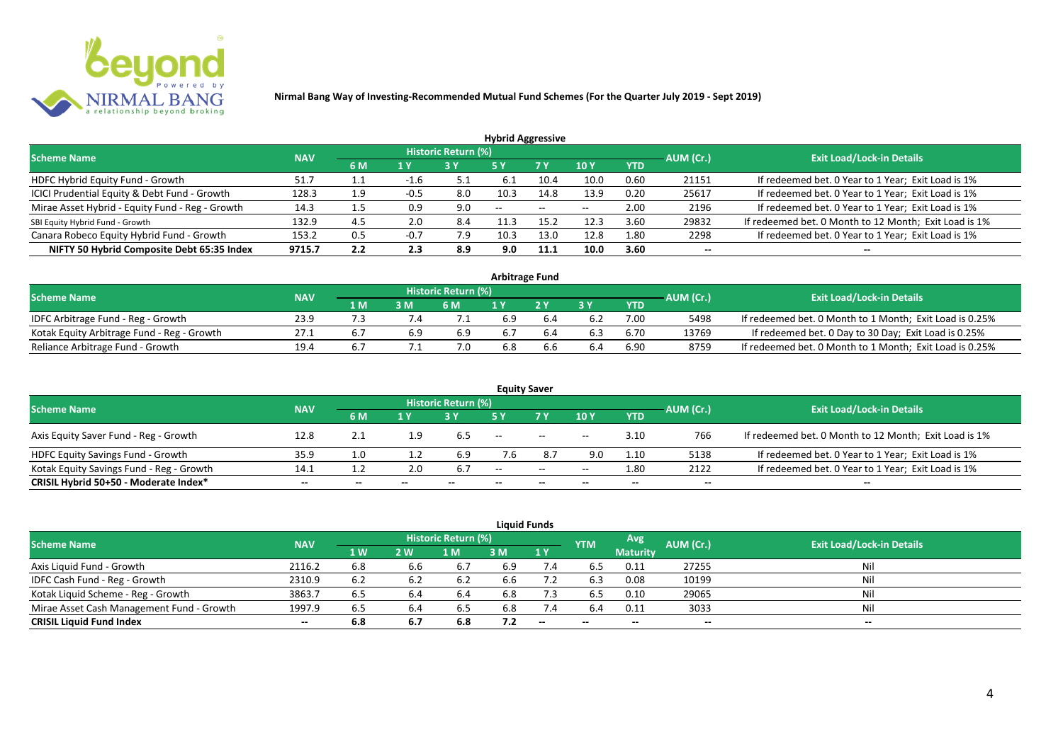**Nirmal Bang Way of Investing-Recommended Mutual Fund Schemes (For the Quarter July 2019 - Sept 2019)**

## Hybrid Aggressive

| Scheme Name | NAV | Historic Return (%) | | | | | | | AUM (Cr.) | Exit Load/Lock-in Details |
|---|---|---|---|---|---|---|---|---|---|---|
| | | 6 M | 1 Y | 3 Y | 5 Y | 7 Y | 10 Y | YTD | | |
| HDFC Hybrid Equity Fund - Growth | 51.7 | 1.1 | -1.6 | 5.1 | 6.1 | 10.4 | 10.0 | 0.60 | 21151 | If redeemed bet. 0 Year to 1 Year; Exit Load is 1% |
| ICICI Prudential Equity & Debt Fund - Growth | 128.3 | 1.9 | -0.5 | 8.0 | 10.3 | 14.8 | 13.9 | 0.20 | 25617 | If redeemed bet. 0 Year to 1 Year; Exit Load is 1% |
| Mirae Asset Hybrid - Equity Fund - Reg - Growth | 14.3 | 1.5 | 0.9 | 9.0 | -- | -- | -- | 2.00 | 2196 | If redeemed bet. 0 Year to 1 Year; Exit Load is 1% |
| SBI Equity Hybrid Fund - Growth | 132.9 | 4.5 | 2.0 | 8.4 | 11.3 | 15.2 | 12.3 | 3.60 | 29832 | If redeemed bet. 0 Month to 12 Month; Exit Load is 1% |
| Canara Robeco Equity Hybrid Fund - Growth | 153.2 | 0.5 | -0.7 | 7.9 | 10.3 | 13.0 | 12.8 | 1.80 | 2298 | If redeemed bet. 0 Year to 1 Year; Exit Load is 1% |
| **NIFTY 50 Hybrid Composite Debt 65:35 Index** | **9715.7** | **2.2** | **2.3** | **8.9** | **9.0** | **11.1** | **10.0** | **3.60** | **--** | **--** |

## Arbitrage Fund

| Scheme Name | NAV | Historic Return (%) | | | | | | | AUM (Cr.) | Exit Load/Lock-in Details |
|---|---|---|---|---|---|---|---|---|---|---|
| | | 1 M | 3 M | 6 M | 1 Y | 2 Y | 3 Y | YTD | | |
| IDFC Arbitrage Fund - Reg - Growth | 23.9 | 7.3 | 7.4 | 7.1 | 6.9 | 6.4 | 6.2 | 7.00 | 5498 | If redeemed bet. 0 Month to 1 Month; Exit Load is 0.25% |
| Kotak Equity Arbitrage Fund - Reg - Growth | 27.1 | 6.7 | 6.9 | 6.9 | 6.7 | 6.4 | 6.3 | 6.70 | 13769 | If redeemed bet. 0 Day to 30 Day; Exit Load is 0.25% |
| Reliance Arbitrage Fund - Growth | 19.4 | 6.7 | 7.1 | 7.0 | 6.8 | 6.6 | 6.4 | 6.90 | 8759 | If redeemed bet. 0 Month to 1 Month; Exit Load is 0.25% |

## Equity Saver

| Scheme Name | NAV | Historic Return (%) | | | | | | | AUM (Cr.) | Exit Load/Lock-in Details |
|---|---|---|---|---|---|---|---|---|---|---|
| | | 6 M | 1 Y | 3 Y | 5 Y | 7 Y | 10 Y | YTD | | |
| Axis Equity Saver Fund - Reg - Growth | 12.8 | 2.1 | 1.9 | 6.5 | -- | -- | -- | 3.10 | 766 | If redeemed bet. 0 Month to 12 Month; Exit Load is 1% |
| HDFC Equity Savings Fund - Growth | 35.9 | 1.0 | 1.2 | 6.9 | 7.6 | 8.7 | 9.0 | 1.10 | 5138 | If redeemed bet. 0 Year to 1 Year; Exit Load is 1% |
| Kotak Equity Savings Fund - Reg - Growth | 14.1 | 1.2 | 2.0 | 6.7 | -- | -- | -- | 1.80 | 2122 | If redeemed bet. 0 Year to 1 Year; Exit Load is 1% |
| **CRISIL Hybrid 50+50 - Moderate Index*** | **--** | **--** | **--** | **--** | **--** | **--** | **--** | **--** | **--** | **--** |

## Liquid Funds

| Scheme Name | NAV | Historic Return (%) | | | | | YTM | Avg Maturity | AUM (Cr.) | Exit Load/Lock-in Details |
|---|---|---|---|---|---|---|---|---|---|---|
| | | 1 W | 2 W | 1 M | 3 M | 1 Y | | | | |
| Axis Liquid Fund - Growth | 2116.2 | 6.8 | 6.6 | 6.7 | 6.9 | 7.4 | 6.5 | 0.11 | 27255 | Nil |
| IDFC Cash Fund - Reg - Growth | 2310.9 | 6.2 | 6.2 | 6.2 | 6.6 | 7.2 | 6.3 | 0.08 | 10199 | Nil |
| Kotak Liquid Scheme - Reg - Growth | 3863.7 | 6.5 | 6.4 | 6.4 | 6.8 | 7.3 | 6.5 | 0.10 | 29065 | Nil |
| Mirae Asset Cash Management Fund - Growth | 1997.9 | 6.5 | 6.4 | 6.5 | 6.8 | 7.4 | 6.4 | 0.11 | 3033 | Nil |
| **CRISIL Liquid Fund Index** | **--** | **6.8** | **6.7** | **6.8** | **7.2** | **--** | **--** | **--** | **--** | **--** |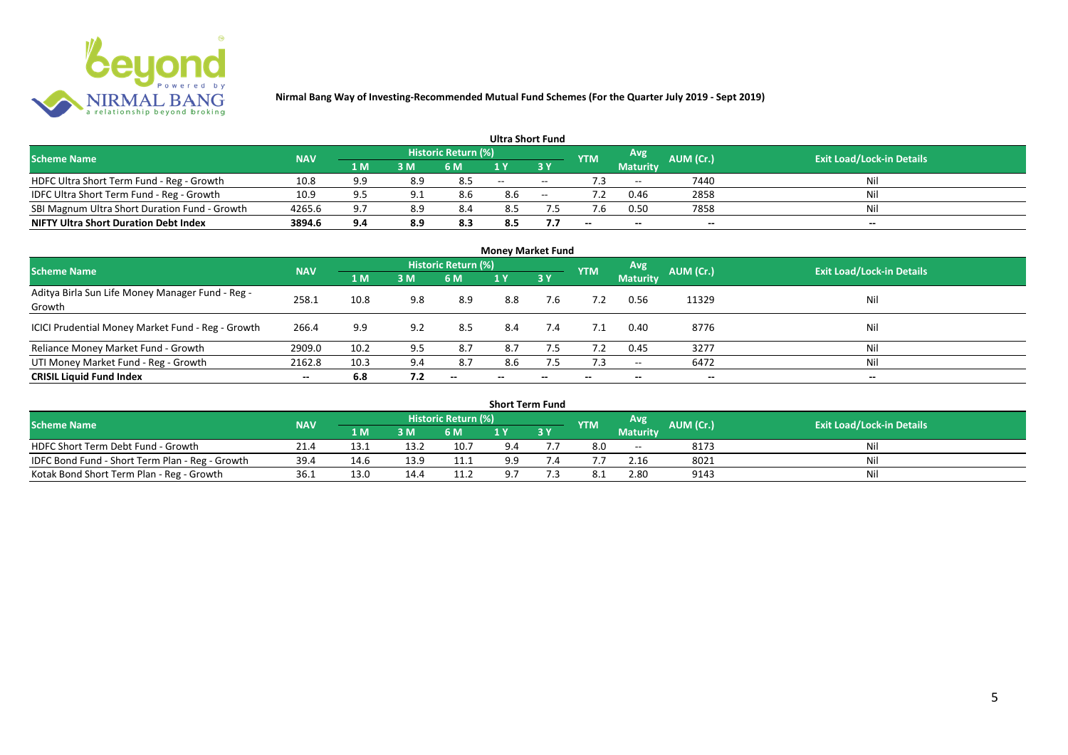**Nirmal Bang Way of Investing-Recommended Mutual Fund Schemes (For the Quarter July 2019 - Sept 2019)**

## Ultra Short Fund

| Scheme Name | NAV | Historic Return (%) | | | | | YTM | Avg Maturity | AUM (Cr.) | Exit Load/Lock-in Details |
|---|---|---|---|---|---|---|---|---|---|---|
| | | 1 M | 3 M | 6 M | 1 Y | 3 Y | | | | |
| HDFC Ultra Short Term Fund - Reg - Growth | 10.8 | 9.9 | 8.9 | 8.5 | -- | -- | 7.3 | -- | 7440 | Nil |
| IDFC Ultra Short Term Fund - Reg - Growth | 10.9 | 9.5 | 9.1 | 8.6 | 8.6 | -- | 7.2 | 0.46 | 2858 | Nil |
| SBI Magnum Ultra Short Duration Fund - Growth | 4265.6 | 9.7 | 8.9 | 8.4 | 8.5 | 7.5 | 7.6 | 0.50 | 7858 | Nil |
| **NIFTY Ultra Short Duration Debt Index** | **3894.6** | **9.4** | **8.9** | **8.3** | **8.5** | **7.7** | **--** | **--** | **--** | **--** |

## Money Market Fund

| Scheme Name | NAV | Historic Return (%) | | | | | YTM | Avg Maturity | AUM (Cr.) | Exit Load/Lock-in Details |
|---|---|---|---|---|---|---|---|---|---|---|
| | | 1 M | 3 M | 6 M | 1 Y | 3 Y | | | | |
| Aditya Birla Sun Life Money Manager Fund - Reg - Growth | 258.1 | 10.8 | 9.8 | 8.9 | 8.8 | 7.6 | 7.2 | 0.56 | 11329 | Nil |
| ICICI Prudential Money Market Fund - Reg - Growth | 266.4 | 9.9 | 9.2 | 8.5 | 8.4 | 7.4 | 7.1 | 0.40 | 8776 | Nil |
| Reliance Money Market Fund - Growth | 2909.0 | 10.2 | 9.5 | 8.7 | 8.7 | 7.5 | 7.2 | 0.45 | 3277 | Nil |
| UTI Money Market Fund - Reg - Growth | 2162.8 | 10.3 | 9.4 | 8.7 | 8.6 | 7.5 | 7.3 | -- | 6472 | Nil |
| **CRISIL Liquid Fund Index** | **--** | **6.8** | **7.2** | **--** | **--** | **--** | **--** | **--** | **--** | **--** |

## Short Term Fund

| Scheme Name | NAV | Historic Return (%) | | | | | YTM | Avg Maturity | AUM (Cr.) | Exit Load/Lock-in Details |
|---|---|---|---|---|---|---|---|---|---|---|
| | | 1 M | 3 M | 6 M | 1 Y | 3 Y | | | | |
| HDFC Short Term Debt Fund - Growth | 21.4 | 13.1 | 13.2 | 10.7 | 9.4 | 7.7 | 8.0 | -- | 8173 | Nil |
| IDFC Bond Fund - Short Term Plan - Reg - Growth | 39.4 | 14.6 | 13.9 | 11.1 | 9.9 | 7.4 | 7.7 | 2.16 | 8021 | Nil |
| Kotak Bond Short Term Plan - Reg - Growth | 36.1 | 13.0 | 14.4 | 11.2 | 9.7 | 7.3 | 8.1 | 2.80 | 9143 | Nil |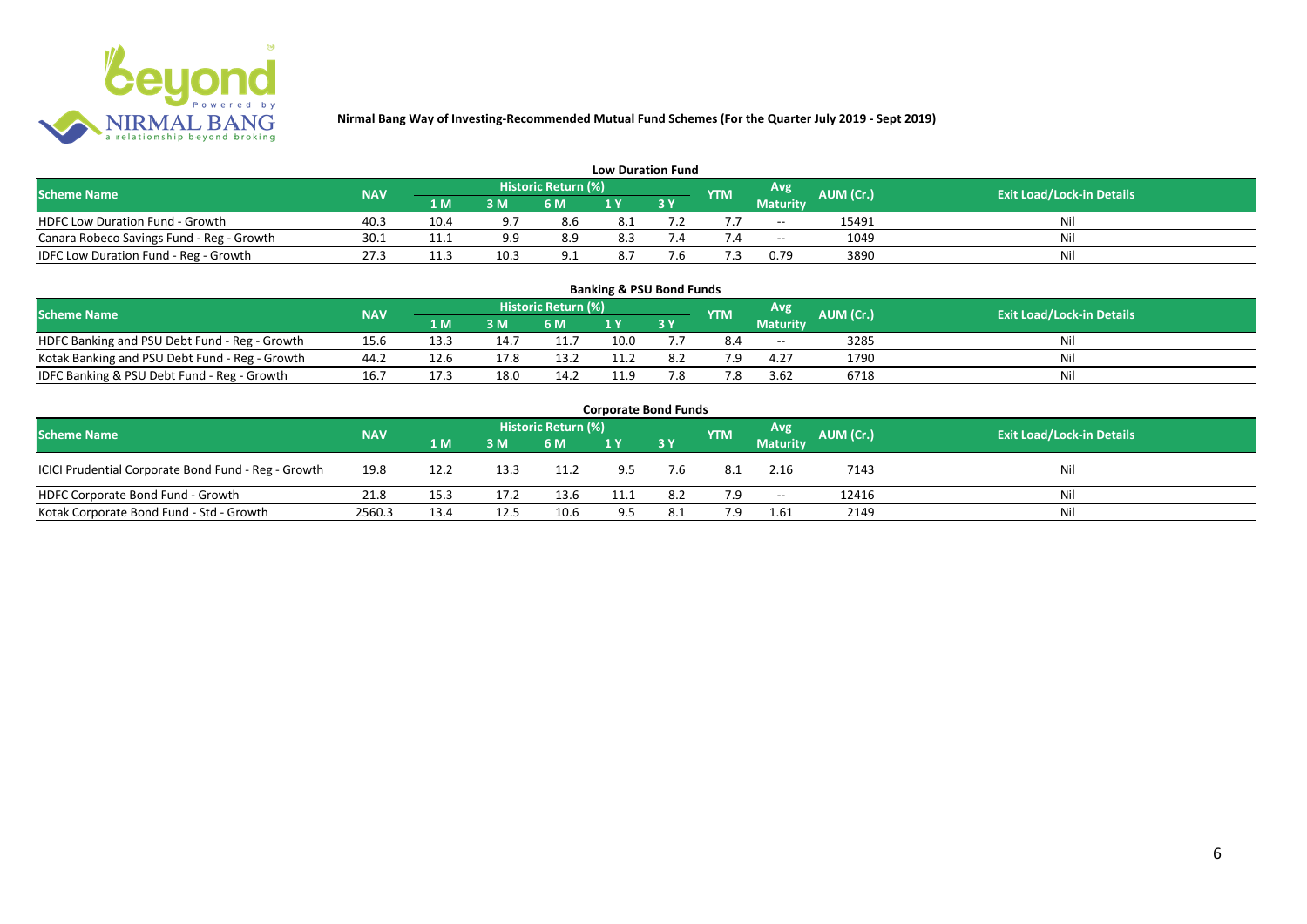## Nirmal Bang Way of Investing-Recommended Mutual Fund Schemes (For the Quarter July 2019 - Sept 2019)

### Low Duration Fund

| Scheme Name | NAV | Historic Return (%) | | | | | YTM | Avg Maturity | AUM (Cr.) | Exit Load/Lock-in Details |
|---|---|---|---|---|---|---|---|---|---|---|
| | | 1 M | 3 M | 6 M | 1 Y | 3 Y | | | | |
| HDFC Low Duration Fund - Growth | 40.3 | 10.4 | 9.7 | 8.6 | 8.1 | 7.2 | 7.7 | -- | 15491 | Nil |
| Canara Robeco Savings Fund - Reg - Growth | 30.1 | 11.1 | 9.9 | 8.9 | 8.3 | 7.4 | 7.4 | -- | 1049 | Nil |
| IDFC Low Duration Fund - Reg - Growth | 27.3 | 11.3 | 10.3 | 9.1 | 8.7 | 7.6 | 7.3 | 0.79 | 3890 | Nil |

### Banking & PSU Bond Funds

| Scheme Name | NAV | Historic Return (%) | | | | | YTM | Avg Maturity | AUM (Cr.) | Exit Load/Lock-in Details |
|---|---|---|---|---|---|---|---|---|---|---|
| | | 1 M | 3 M | 6 M | 1 Y | 3 Y | | | | |
| HDFC Banking and PSU Debt Fund - Reg - Growth | 15.6 | 13.3 | 14.7 | 11.7 | 10.0 | 7.7 | 8.4 | -- | 3285 | Nil |
| Kotak Banking and PSU Debt Fund - Reg - Growth | 44.2 | 12.6 | 17.8 | 13.2 | 11.2 | 8.2 | 7.9 | 4.27 | 1790 | Nil |
| IDFC Banking & PSU Debt Fund - Reg - Growth | 16.7 | 17.3 | 18.0 | 14.2 | 11.9 | 7.8 | 7.8 | 3.62 | 6718 | Nil |

### Corporate Bond Funds

| Scheme Name | NAV | Historic Return (%) | | | | | YTM | Avg Maturity | AUM (Cr.) | Exit Load/Lock-in Details |
|---|---|---|---|---|---|---|---|---|---|---|
| | | 1 M | 3 M | 6 M | 1 Y | 3 Y | | | | |
| ICICI Prudential Corporate Bond Fund - Reg - Growth | 19.8 | 12.2 | 13.3 | 11.2 | 9.5 | 7.6 | 8.1 | 2.16 | 7143 | Nil |
| HDFC Corporate Bond Fund - Growth | 21.8 | 15.3 | 17.2 | 13.6 | 11.1 | 8.2 | 7.9 | -- | 12416 | Nil |
| Kotak Corporate Bond Fund - Std - Growth | 2560.3 | 13.4 | 12.5 | 10.6 | 9.5 | 8.1 | 7.9 | 1.61 | 2149 | Nil |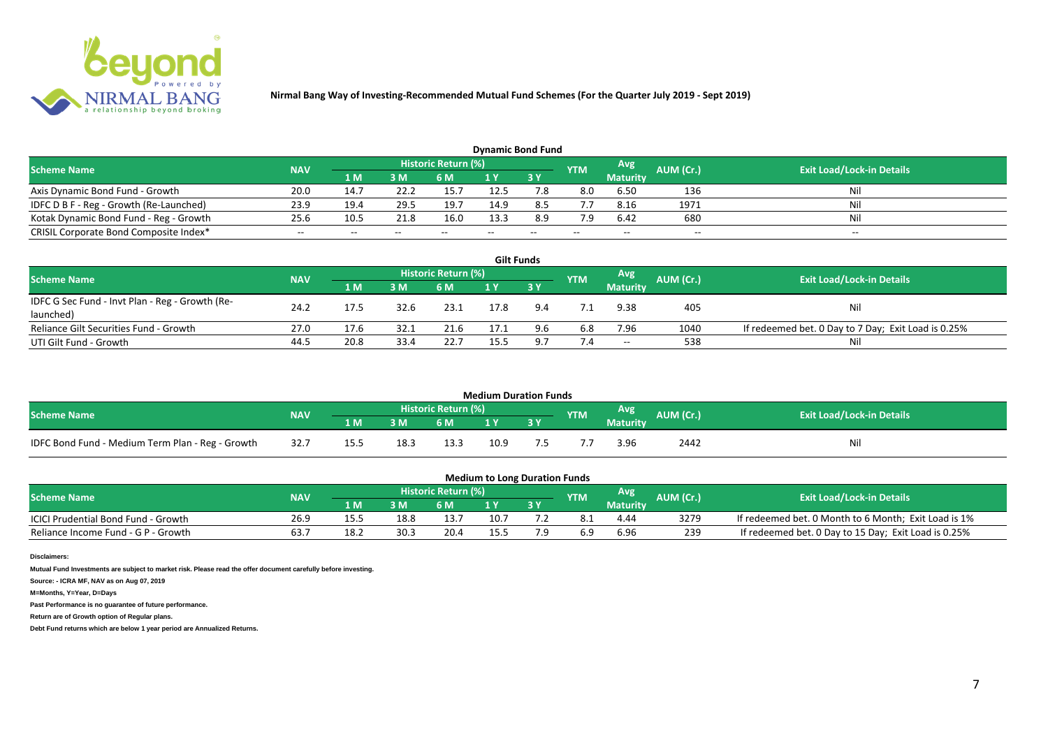**Nirmal Bang Way of Investing-Recommended Mutual Fund Schemes (For the Quarter July 2019 - Sept 2019)**

## Dynamic Bond Fund

| Scheme Name | NAV | Historic Return (%) | | | | | YTM | Avg Maturity | AUM (Cr.) | Exit Load/Lock-in Details |
|---|---|---|---|---|---|---|---|---|---|---|
| | | 1 M | 3 M | 6 M | 1 Y | 3 Y | | | | |
| Axis Dynamic Bond Fund - Growth | 20.0 | 14.7 | 22.2 | 15.7 | 12.5 | 7.8 | 8.0 | 6.50 | 136 | Nil |
| IDFC D B F - Reg - Growth (Re-Launched) | 23.9 | 19.4 | 29.5 | 19.7 | 14.9 | 8.5 | 7.7 | 8.16 | 1971 | Nil |
| Kotak Dynamic Bond Fund - Reg - Growth | 25.6 | 10.5 | 21.8 | 16.0 | 13.3 | 8.9 | 7.9 | 6.42 | 680 | Nil |
| CRISIL Corporate Bond Composite Index* | -- | -- | -- | -- | -- | -- | -- | -- | -- | -- |

## Gilt Funds

| Scheme Name | NAV | Historic Return (%) | | | | | YTM | Avg Maturity | AUM (Cr.) | Exit Load/Lock-in Details |
|---|---|---|---|---|---|---|---|---|---|---|
| | | 1 M | 3 M | 6 M | 1 Y | 3 Y | | | | |
| IDFC G Sec Fund - Invt Plan - Reg - Growth (Re-launched) | 24.2 | 17.5 | 32.6 | 23.1 | 17.8 | 9.4 | 7.1 | 9.38 | 405 | Nil |
| Reliance Gilt Securities Fund - Growth | 27.0 | 17.6 | 32.1 | 21.6 | 17.1 | 9.6 | 6.8 | 7.96 | 1040 | If redeemed bet. 0 Day to 7 Day; Exit Load is 0.25% |
| UTI Gilt Fund - Growth | 44.5 | 20.8 | 33.4 | 22.7 | 15.5 | 9.7 | 7.4 | -- | 538 | Nil |

## Medium Duration Funds

| Scheme Name | NAV | Historic Return (%) | | | | | YTM | Avg Maturity | AUM (Cr.) | Exit Load/Lock-in Details |
|---|---|---|---|---|---|---|---|---|---|---|
| | | 1 M | 3 M | 6 M | 1 Y | 3 Y | | | | |
| IDFC Bond Fund - Medium Term Plan - Reg - Growth | 32.7 | 15.5 | 18.3 | 13.3 | 10.9 | 7.5 | 7.7 | 3.96 | 2442 | Nil |

## Medium to Long Duration Funds

| Scheme Name | NAV | Historic Return (%) | | | | | YTM | Avg Maturity | AUM (Cr.) | Exit Load/Lock-in Details |
|---|---|---|---|---|---|---|---|---|---|---|
| | | 1 M | 3 M | 6 M | 1 Y | 3 Y | | | | |
| ICICI Prudential Bond Fund - Growth | 26.9 | 15.5 | 18.8 | 13.7 | 10.7 | 7.2 | 8.1 | 4.44 | 3279 | If redeemed bet. 0 Month to 6 Month; Exit Load is 1% |
| Reliance Income Fund - G P - Growth | 63.7 | 18.2 | 30.3 | 20.4 | 15.5 | 7.9 | 6.9 | 6.96 | 239 | If redeemed bet. 0 Day to 15 Day; Exit Load is 0.25% |

**Disclaimers:**

**Mutual Fund Investments are subject to market risk. Please read the offer document carefully before investing.**

**Source: - ICRA MF, NAV as on Aug 07, 2019**

**M=Months, Y=Year, D=Days**

**Past Performance is no guarantee of future performance.**

**Return are of Growth option of Regular plans.**

**Debt Fund returns which are below 1 year period are Annualized Returns.**